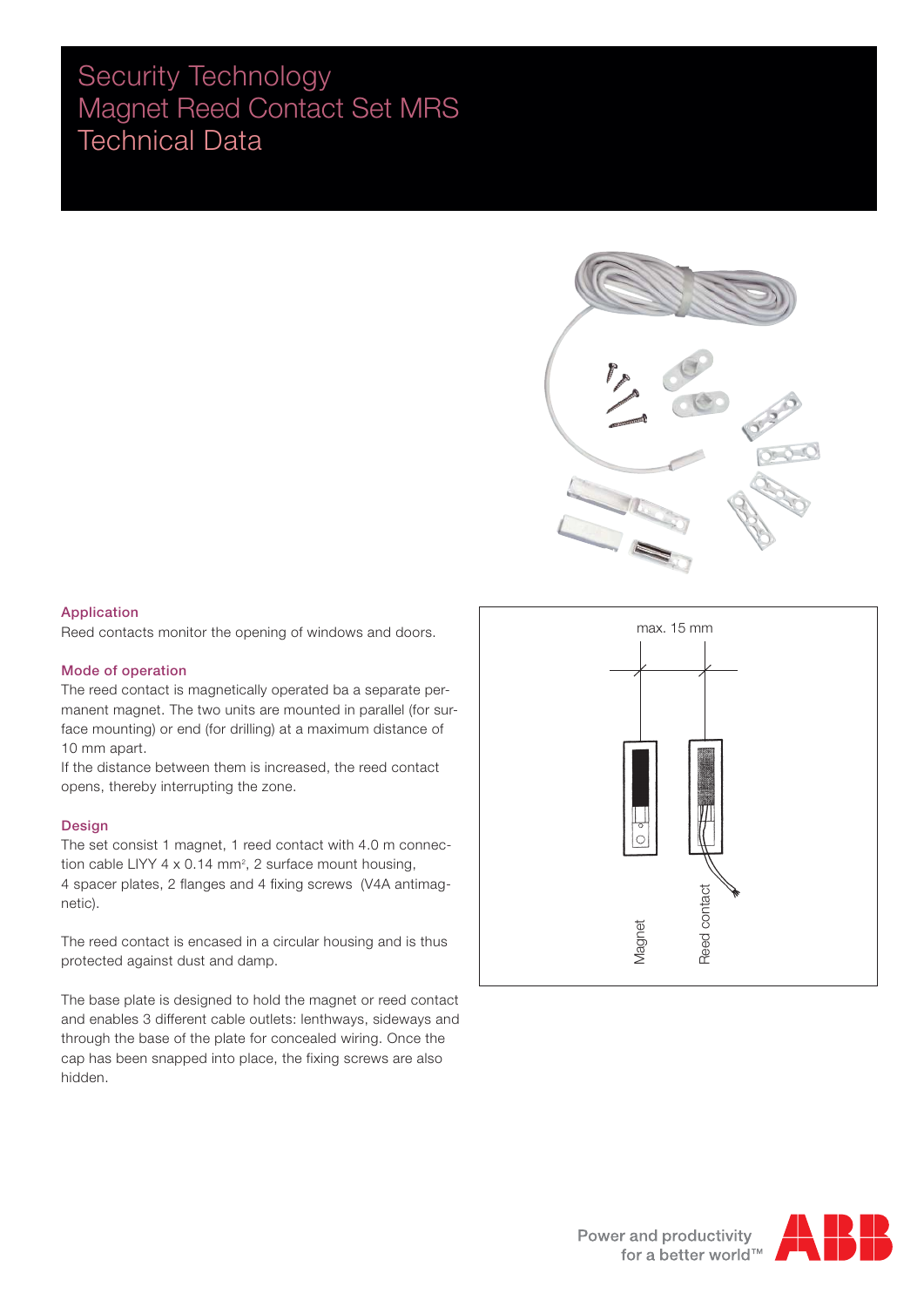# Security Technology
# Magnet Reed Contact Set MRS
# Technical Data

## Application

Reed contacts monitor the opening of windows and doors.

## Mode of operation

The reed contact is magnetically operated ba a separate permanent magnet. The two units are mounted in parallel (for surface mounting) or end (for drilling) at a maximum distance of 10 mm apart.
If the distance between them is increased, the reed contact opens, thereby interrupting the zone.

## Design

The set consist 1 magnet, 1 reed contact with 4.0 m connection cable LIYY 4 x 0.14 mm², 2 surface mount housing, 4 spacer plates, 2 flanges and 4 fixing screws (V4A antimagnetic).

The reed contact is encased in a circular housing and is thus protected against dust and damp.

The base plate is designed to hold the magnet or reed contact and enables 3 different cable outlets: lenthways, sideways and through the base of the plate for concealed wiring. Once the cap has been snapped into place, the fixing screws are also hidden.

max. 15 mm

Magnet

Reed contact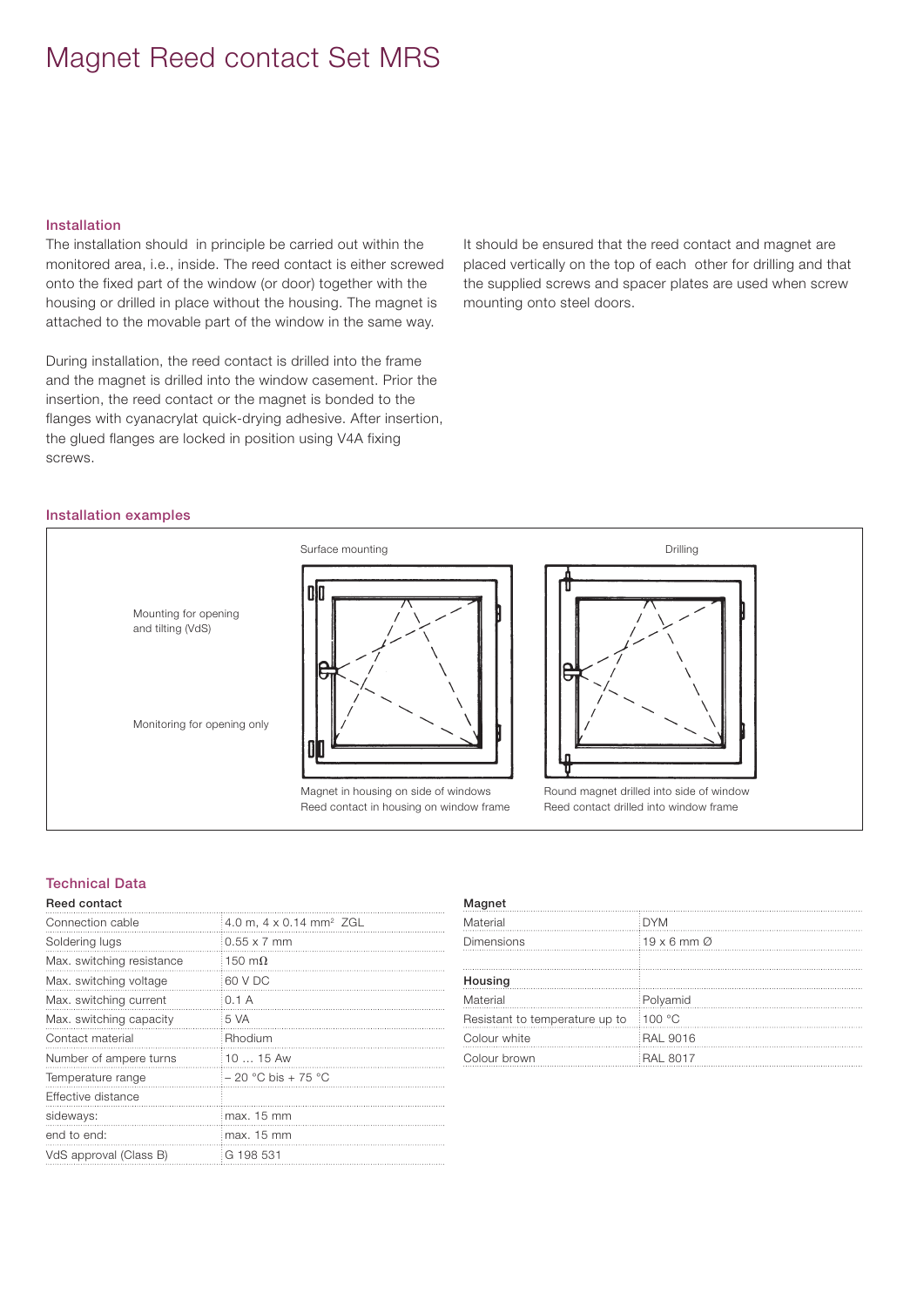# Magnet Reed contact Set MRS

## Installation

The installation should in principle be carried out within the monitored area, i.e., inside. The reed contact is either screwed onto the fixed part of the window (or door) together with the housing or drilled in place without the housing. The magnet is attached to the movable part of the window in the same way.

During installation, the reed contact is drilled into the frame and the magnet is drilled into the window casement. Prior the insertion, the reed contact or the magnet is bonded to the flanges with cyanacrylat quick-drying adhesive. After insertion, the glued flanges are locked in position using V4A fixing screws.

It should be ensured that the reed contact and magnet are placed vertically on the top of each other for drilling and that the supplied screws and spacer plates are used when screw mounting onto steel doors.

## Installation examples

Surface mounting

Drilling

Mounting for opening and tilting (VdS)

Monitoring for opening only

Magnet in housing on side of windows
Reed contact in housing on window frame

Round magnet drilled into side of window
Reed contact drilled into window frame

## Technical Data

| Reed contact | |
|---|---|
| Connection cable | 4.0 m, 4 x 0.14 mm² ZGL |
| Soldering lugs | 0.55 x 7 mm |
| Max. switching resistance | 150 mΩ |
| Max. switching voltage | 60 V DC |
| Max. switching current | 0.1 A |
| Max. switching capacity | 5 VA |
| Contact material | Rhodium |
| Number of ampere turns | 10 … 15 Aw |
| Temperature range | – 20 °C bis + 75 °C |
| Effective distance | |
| sideways: | max. 15 mm |
| end to end: | max. 15 mm |
| VdS approval (Class B) | G 198 531 |

| Magnet | |
|---|---|
| Material | DYM |
| Dimensions | 19 x 6 mm Ø |
| | |
| **Housing** | |
| Material | Polyamid |
| Resistant to temperature up to | 100 °C |
| Colour white | RAL 9016 |
| Colour brown | RAL 8017 |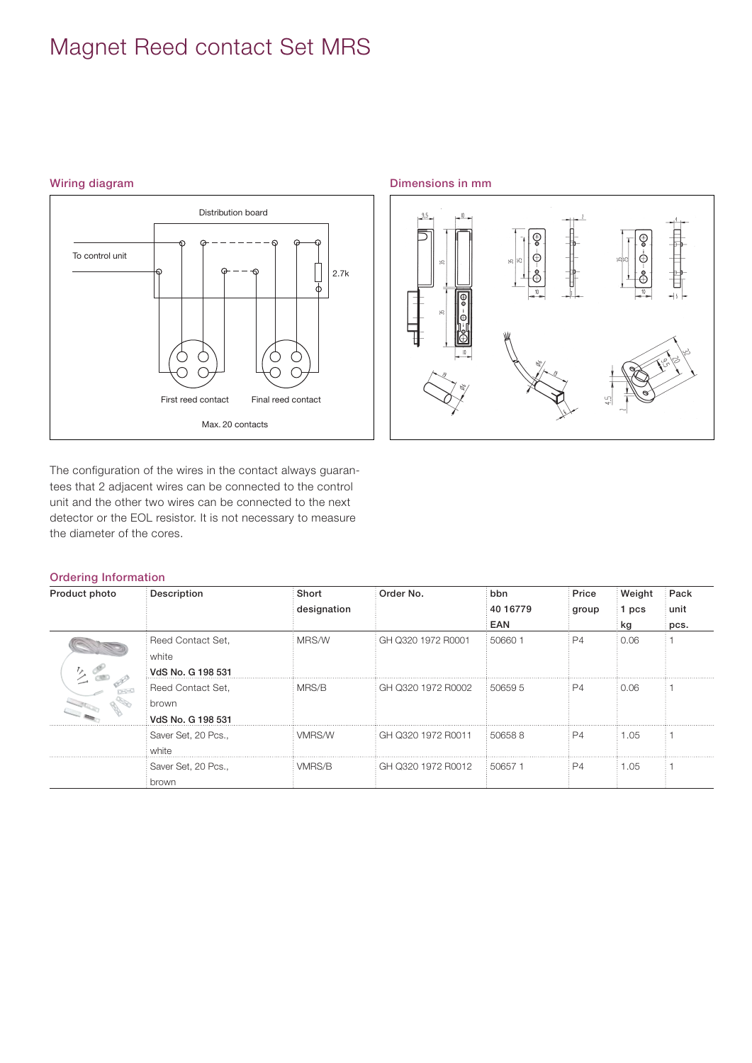# Magnet Reed contact Set MRS

## Wiring diagram

Distribution board

To control unit

2.7k

First reed contact

Final reed contact

Max. 20 contacts

## Dimensions in mm

The configuration of the wires in the contact always guarantees that 2 adjacent wires can be connected to the control unit and the other two wires can be connected to the next detector or the EOL resistor. It is not necessary to measure the diameter of the cores.

## Ordering Information

| Product photo | Description | Short designation | Order No. | bbn 40 16779 EAN | Price group | Weight 1 pcs kg | Pack unit pcs. |
|---|---|---|---|---|---|---|---|
| | Reed Contact Set, white **VdS No. G 198 531** | MRS/W | GH Q320 1972 R0001 | 50660 1 | P4 | 0.06 | 1 |
| | Reed Contact Set, brown **VdS No. G 198 531** | MRS/B | GH Q320 1972 R0002 | 50659 5 | P4 | 0.06 | 1 |
| | Saver Set, 20 Pcs., white | VMRS/W | GH Q320 1972 R0011 | 50658 8 | P4 | 1.05 | 1 |
| | Saver Set, 20 Pcs., brown | VMRS/B | GH Q320 1972 R0012 | 50657 1 | P4 | 1.05 | 1 |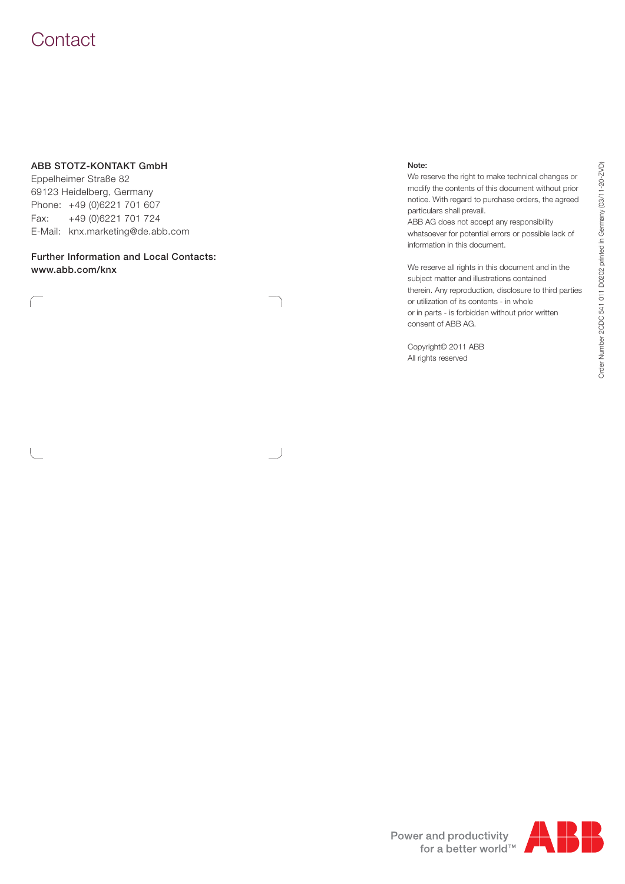# Contact

**ABB STOTZ-KONTAKT GmbH**
Eppelheimer Straße 82
69123 Heidelberg, Germany
Phone: +49 (0)6221 701 607
Fax: +49 (0)6221 701 724
E-Mail: knx.marketing@de.abb.com

**Further Information and Local Contacts:**
**www.abb.com/knx**

**Note:**
We reserve the right to make technical changes or modify the contents of this document without prior notice. With regard to purchase orders, the agreed particulars shall prevail.
ABB AG does not accept any responsibility whatsoever for potential errors or possible lack of information in this document.

We reserve all rights in this document and in the subject matter and illustrations contained therein. Any reproduction, disclosure to third parties or utilization of its contents - in whole or in parts - is forbidden without prior written consent of ABB AG.

Copyright© 2011 ABB
All rights reserved

Order Number 2CDC 541 011 D0202 printed in Germany (03/11-20-ZVD)

Power and productivity
for a better world™